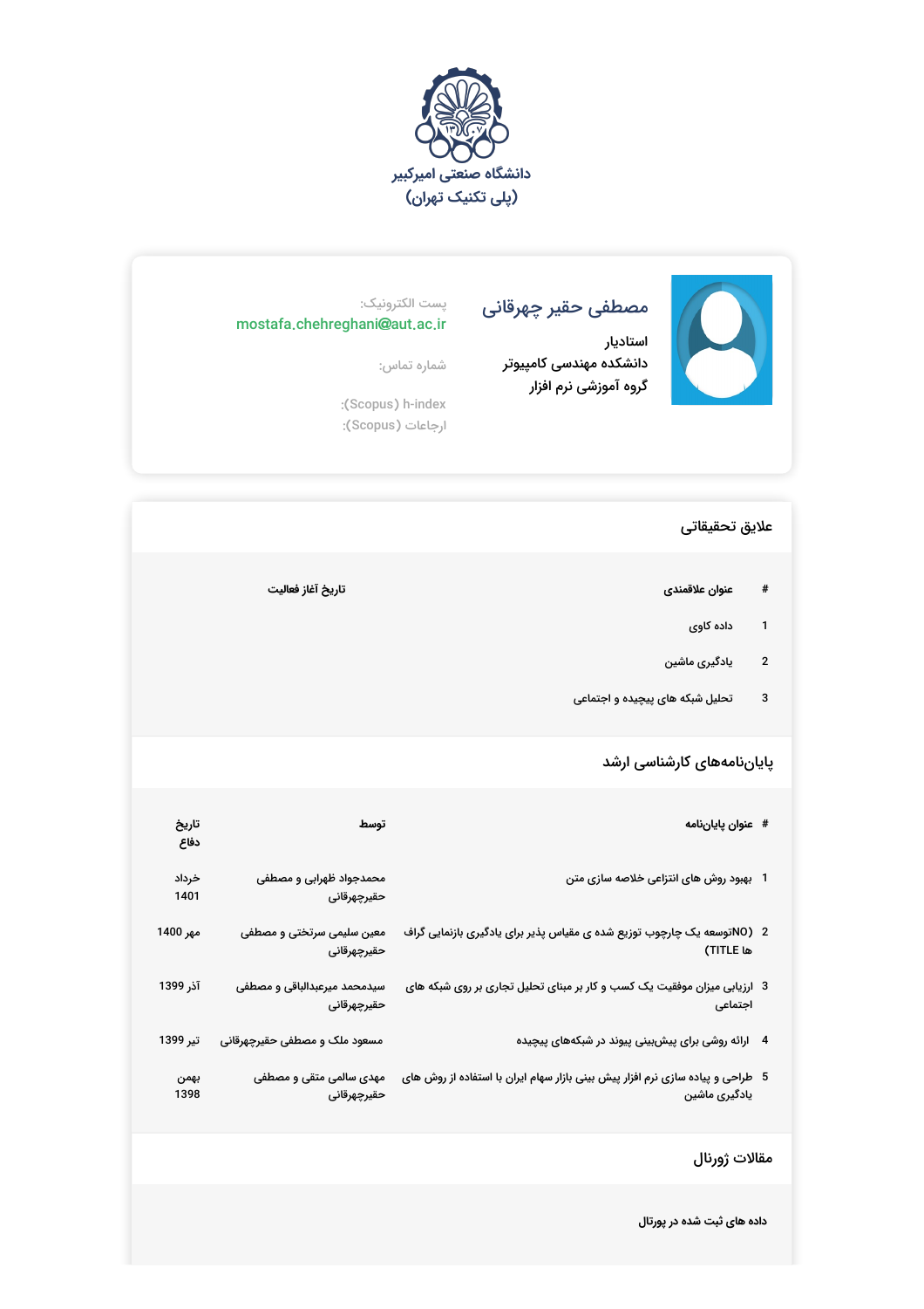دانشگاه صنعتی امیرکبیر
(پلی تکنیک تهران)

## مصطفی حقیر چهرقانی

استادیار
دانشکده مهندسی کامپیوتر
گروه آموزشی نرم افزار

پست الکترونیک:
mostafa.chehreghani@aut.ac.ir

شماره تماس:

h-index (Scopus):
ارجاعات (Scopus):

## علایق تحقیقاتی

| # | عنوان علاقمندی | تاریخ آغاز فعالیت |
|---|---|---|
| 1 | داده کاوی | |
| 2 | یادگیری ماشین | |
| 3 | تحلیل شبکه های پیچیده و اجتماعی | |

## پایان‌نامه‌های کارشناسی ارشد

| # | عنوان پایان‌نامه | توسط | تاریخ دفاع |
|---|---|---|---|
| 1 | بهبود روش های انتزاعی خلاصه سازی متن | محمدجواد ظهرابی و مصطفی حقیرچهرقانی | خرداد 1401 |
| 2 | (NOتوسعه یک چارچوب توزیع شده ی مقیاس پذیر برای یادگیری بازنمایی گراف ها TITLE) | معین سلیمی سرتختی و مصطفی حقیرچهرقانی | مهر 1400 |
| 3 | ارزیابی میزان موفقیت یک کسب و کار بر مبنای تحلیل تجاری بر روی شبکه های اجتماعی | سیدمحمد میرعبدالباقی و مصطفی حقیرچهرقانی | آذر 1399 |
| 4 | ارائه روشی برای پیش‌بینی پیوند در شبکه‌های پیچیده | مسعود ملک و مصطفی حقیرچهرقانی | تیر 1399 |
| 5 | طراحی و پیاده سازی نرم افزار پیش بینی بازار سهام ایران با استفاده از روش های یادگیری ماشین | مهدی سالمی متقی و مصطفی حقیرچهرقانی | بهمن 1398 |

## مقالات ژورنال

**داده های ثبت شده در پورتال**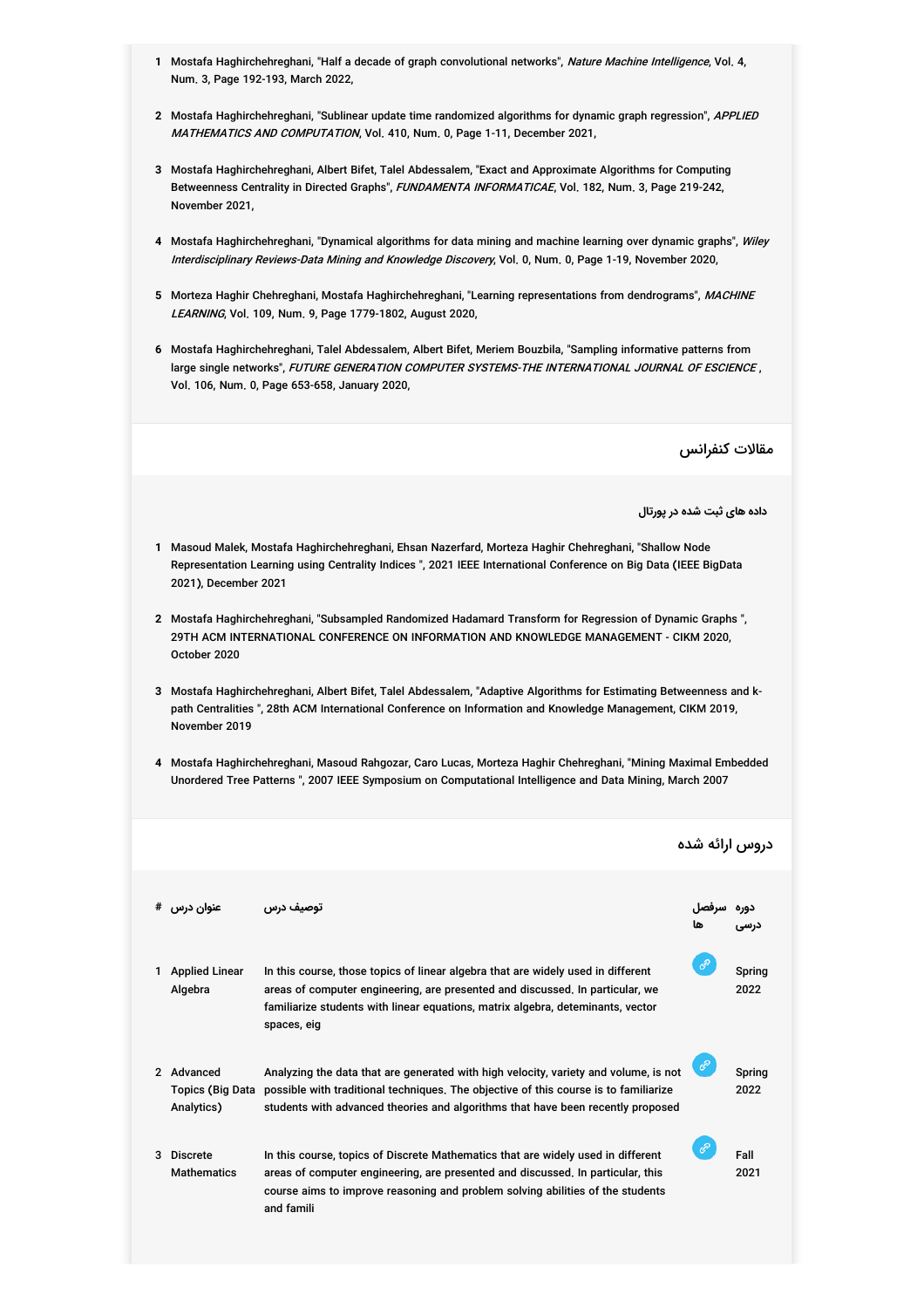1. Mostafa Haghirchehreghani, "Half a decade of graph convolutional networks", *Nature Machine Intelligence*, Vol. 4, Num. 3, Page 192-193, March 2022,

2. Mostafa Haghirchehreghani, "Sublinear update time randomized algorithms for dynamic graph regression", *APPLIED MATHEMATICS AND COMPUTATION*, Vol. 410, Num. 0, Page 1-11, December 2021,

3. Mostafa Haghirchehreghani, Albert Bifet, Talel Abdessalem, "Exact and Approximate Algorithms for Computing Betweenness Centrality in Directed Graphs", *FUNDAMENTA INFORMATICAE*, Vol. 182, Num. 3, Page 219-242, November 2021,

4. Mostafa Haghirchehreghani, "Dynamical algorithms for data mining and machine learning over dynamic graphs", *Wiley Interdisciplinary Reviews-Data Mining and Knowledge Discovery*, Vol. 0, Num. 0, Page 1-19, November 2020,

5. Morteza Haghir Chehreghani, Mostafa Haghirchehreghani, "Learning representations from dendrograms", *MACHINE LEARNING*, Vol. 109, Num. 9, Page 1779-1802, August 2020,

6. Mostafa Haghirchehreghani, Talel Abdessalem, Albert Bifet, Meriem Bouzbila, "Sampling informative patterns from large single networks", *FUTURE GENERATION COMPUTER SYSTEMS-THE INTERNATIONAL JOURNAL OF ESCIENCE* , Vol. 106, Num. 0, Page 653-658, January 2020,

## مقالات کنفرانس

#### داده های ثبت شده در پورتال

1. Masoud Malek, Mostafa Haghirchehreghani, Ehsan Nazerfard, Morteza Haghir Chehreghani, "Shallow Node Representation Learning using Centrality Indices ", 2021 IEEE International Conference on Big Data (IEEE BigData 2021), December 2021

2. Mostafa Haghirchehreghani, "Subsampled Randomized Hadamard Transform for Regression of Dynamic Graphs ", 29TH ACM INTERNATIONAL CONFERENCE ON INFORMATION AND KNOWLEDGE MANAGEMENT - CIKM 2020, October 2020

3. Mostafa Haghirchehreghani, Albert Bifet, Talel Abdessalem, "Adaptive Algorithms for Estimating Betweenness and k-path Centralities ", 28th ACM International Conference on Information and Knowledge Management, CIKM 2019, November 2019

4. Mostafa Haghirchehreghani, Masoud Rahgozar, Caro Lucas, Morteza Haghir Chehreghani, "Mining Maximal Embedded Unordered Tree Patterns ", 2007 IEEE Symposium on Computational Intelligence and Data Mining, March 2007

## دروس ارائه شده

| # | عنوان درس | توصیف درس | سرفصل ها | دوره درسی |
|---|---|---|---|---|
| 1 | Applied Linear Algebra | In this course, those topics of linear algebra that are widely used in different areas of computer engineering, are presented and discussed. In particular, we familiarize students with linear equations, matrix algebra, deteminants, vector spaces, eig | | Spring 2022 |
| 2 | Advanced Topics (Big Data Analytics) | Analyzing the data that are generated with high velocity, variety and volume, is not possible with traditional techniques. The objective of this course is to familiarize students with advanced theories and algorithms that have been recently proposed | | Spring 2022 |
| 3 | Discrete Mathematics | In this course, topics of Discrete Mathematics that are widely used in different areas of computer engineering, are presented and discussed. In particular, this course aims to improve reasoning and problem solving abilities of the students and famili | | Fall 2021 |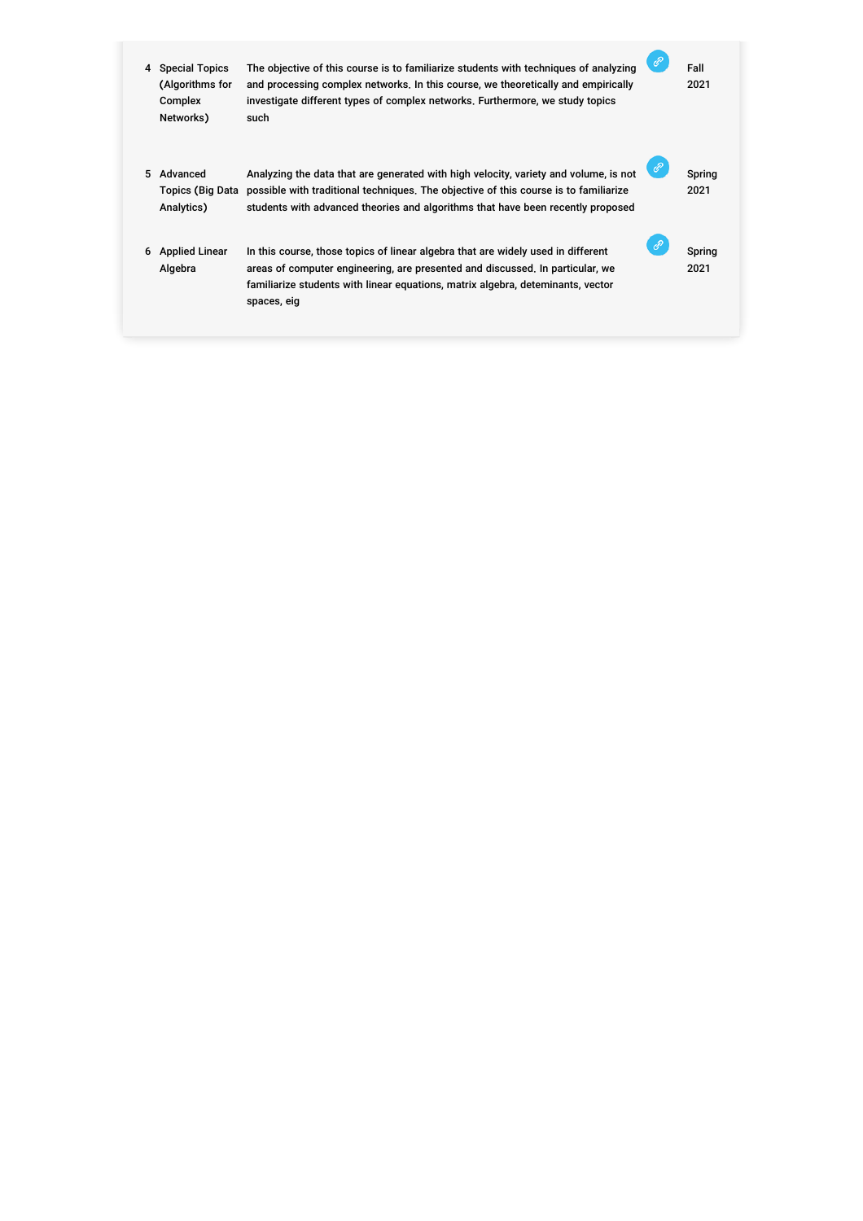| | | | | |
|---|---|---|---|---|
| 4 | Special Topics (Algorithms for Complex Networks) | The objective of this course is to familiarize students with techniques of analyzing and processing complex networks. In this course, we theoretically and empirically investigate different types of complex networks. Furthermore, we study topics such | | Fall 2021 |
| 5 | Advanced Topics (Big Data Analytics) | Analyzing the data that are generated with high velocity, variety and volume, is not possible with traditional techniques. The objective of this course is to familiarize students with advanced theories and algorithms that have been recently proposed | | Spring 2021 |
| 6 | Applied Linear Algebra | In this course, those topics of linear algebra that are widely used in different areas of computer engineering, are presented and discussed. In particular, we familiarize students with linear equations, matrix algebra, deteminants, vector spaces, eig | | Spring 2021 |